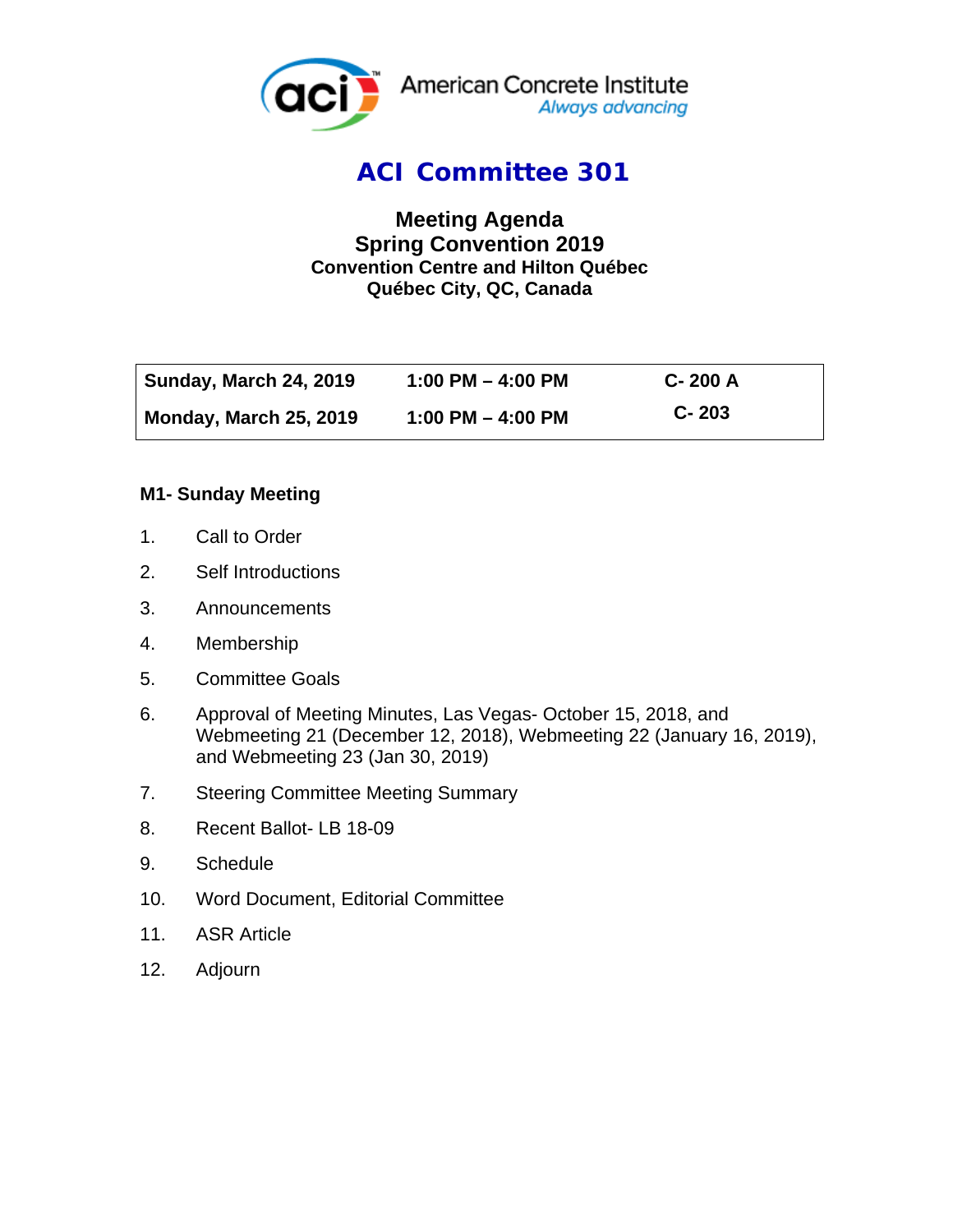American Concrete Institute
*Always advancing*

# ACI Committee 301

## Meeting Agenda
## Spring Convention 2019
**Convention Centre and Hilton Québec**
**Québec City, QC, Canada**

| | | |
|---|---|---|
| **Sunday, March 24, 2019** | **1:00 PM – 4:00 PM** | **C- 200 A** |
| **Monday, March 25, 2019** | **1:00 PM – 4:00 PM** | **C- 203** |

**M1- Sunday Meeting**

1. Call to Order
2. Self Introductions
3. Announcements
4. Membership
5. Committee Goals
6. Approval of Meeting Minutes, Las Vegas- October 15, 2018, and Webmeeting 21 (December 12, 2018), Webmeeting 22 (January 16, 2019), and Webmeeting 23 (Jan 30, 2019)
7. Steering Committee Meeting Summary
8. Recent Ballot- LB 18-09
9. Schedule
10. Word Document, Editorial Committee
11. ASR Article
12. Adjourn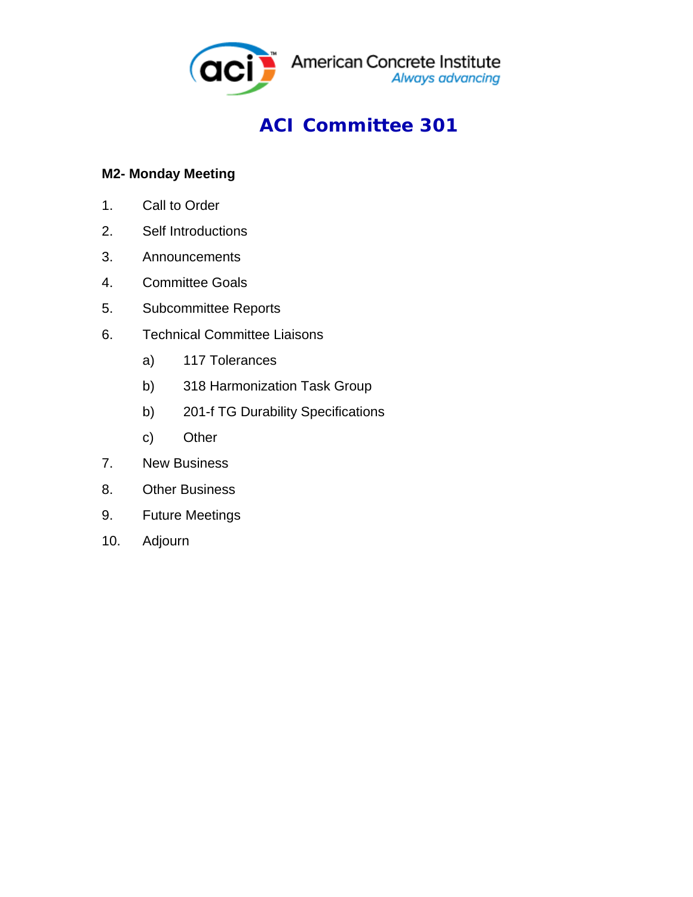American Concrete Institute
*Always advancing*

# ACI Committee 301

**M2- Monday Meeting**

1. Call to Order
2. Self Introductions
3. Announcements
4. Committee Goals
5. Subcommittee Reports
6. Technical Committee Liaisons
   a) 117 Tolerances
   b) 318 Harmonization Task Group
   b) 201-f TG Durability Specifications
   c) Other
7. New Business
8. Other Business
9. Future Meetings
10. Adjourn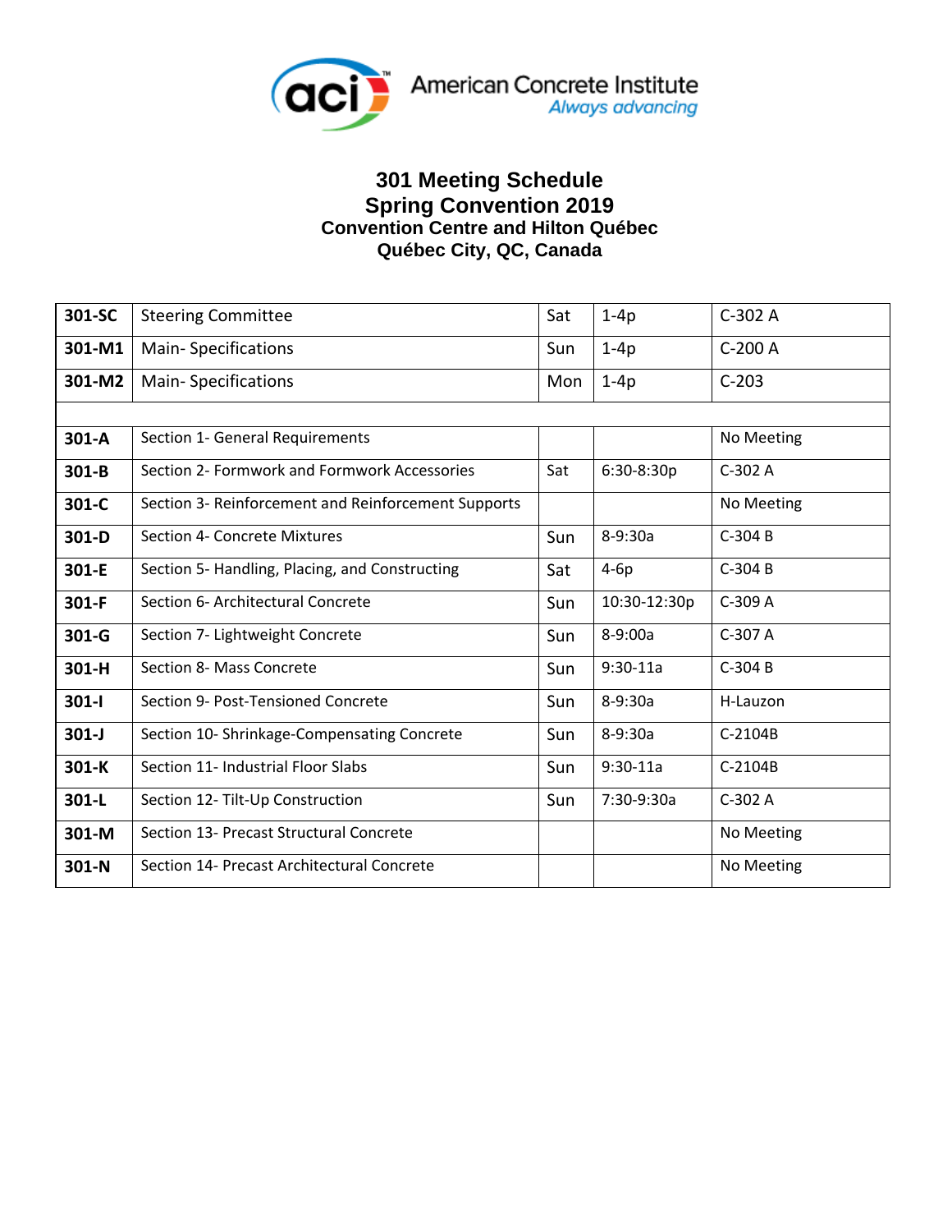American Concrete Institute
*Always advancing*

# 301 Meeting Schedule
## Spring Convention 2019
### Convention Centre and Hilton Québec
### Québec City, QC, Canada

| | | | | |
|---|---|---|---|---|
| **301-SC** | Steering Committee | Sat | 1-4p | C-302 A |
| **301-M1** | Main- Specifications | Sun | 1-4p | C-200 A |
| **301-M2** | Main- Specifications | Mon | 1-4p | C-203 |
| | | | | |
| **301-A** | Section 1- General Requirements | | | No Meeting |
| **301-B** | Section 2- Formwork and Formwork Accessories | Sat | 6:30-8:30p | C-302 A |
| **301-C** | Section 3- Reinforcement and Reinforcement Supports | | | No Meeting |
| **301-D** | Section 4- Concrete Mixtures | Sun | 8-9:30a | C-304 B |
| **301-E** | Section 5- Handling, Placing, and Constructing | Sat | 4-6p | C-304 B |
| **301-F** | Section 6- Architectural Concrete | Sun | 10:30-12:30p | C-309 A |
| **301-G** | Section 7- Lightweight Concrete | Sun | 8-9:00a | C-307 A |
| **301-H** | Section 8- Mass Concrete | Sun | 9:30-11a | C-304 B |
| **301-I** | Section 9- Post-Tensioned Concrete | Sun | 8-9:30a | H-Lauzon |
| **301-J** | Section 10- Shrinkage-Compensating Concrete | Sun | 8-9:30a | C-2104B |
| **301-K** | Section 11- Industrial Floor Slabs | Sun | 9:30-11a | C-2104B |
| **301-L** | Section 12- Tilt-Up Construction | Sun | 7:30-9:30a | C-302 A |
| **301-M** | Section 13- Precast Structural Concrete | | | No Meeting |
| **301-N** | Section 14- Precast Architectural Concrete | | | No Meeting |